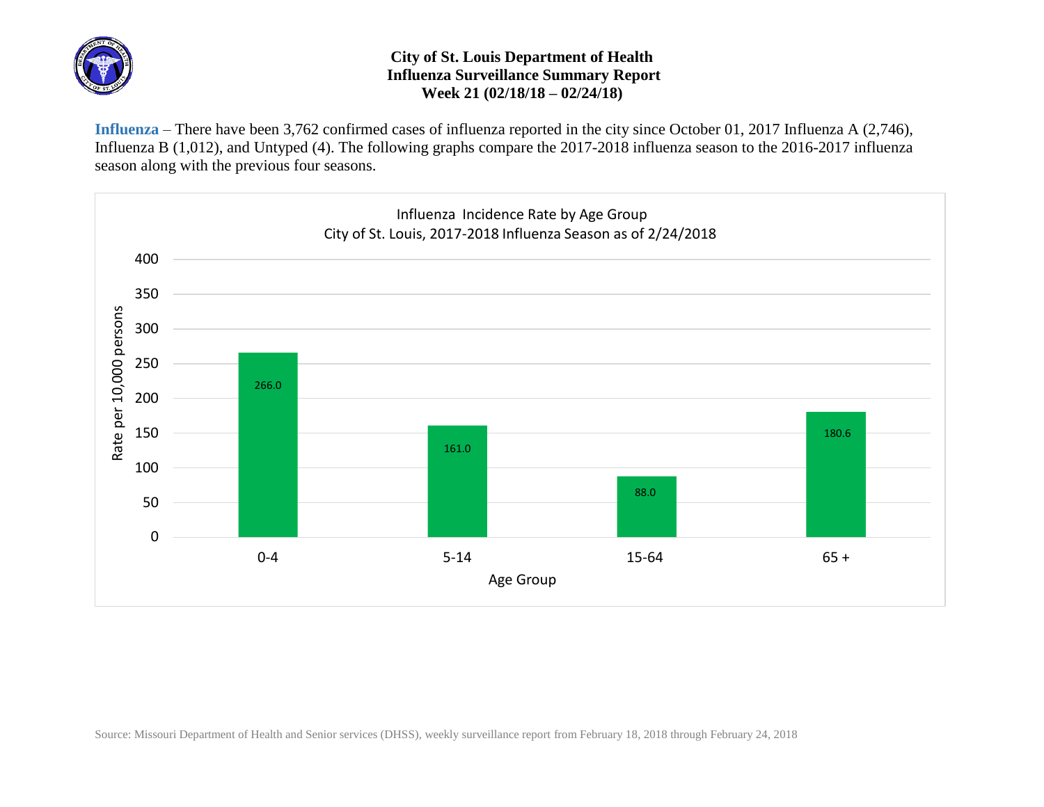# City of St. Louis Department of Health
## Influenza Surveillance Summary Report
### Week 21 (02/18/18 – 02/24/18)

**Influenza** – There have been 3,762 confirmed cases of influenza reported in the city since October 01, 2017 Influenza A (2,746), Influenza B (1,012), and Untyped (4). The following graphs compare the 2017-2018 influenza season to the 2016-2017 influenza season along with the previous four seasons.

Influenza Incidence Rate by Age Group
City of St. Louis, 2017-2018 Influenza Season as of 2/24/2018

| Age Group | Rate per 10,000 persons |
| --- | --- |
| 0-4 | 266.0 |
| 5-14 | 161.0 |
| 15-64 | 88.0 |
| 65 + | 180.6 |

Source: Missouri Department of Health and Senior services (DHSS), weekly surveillance report from February 18, 2018 through February 24, 2018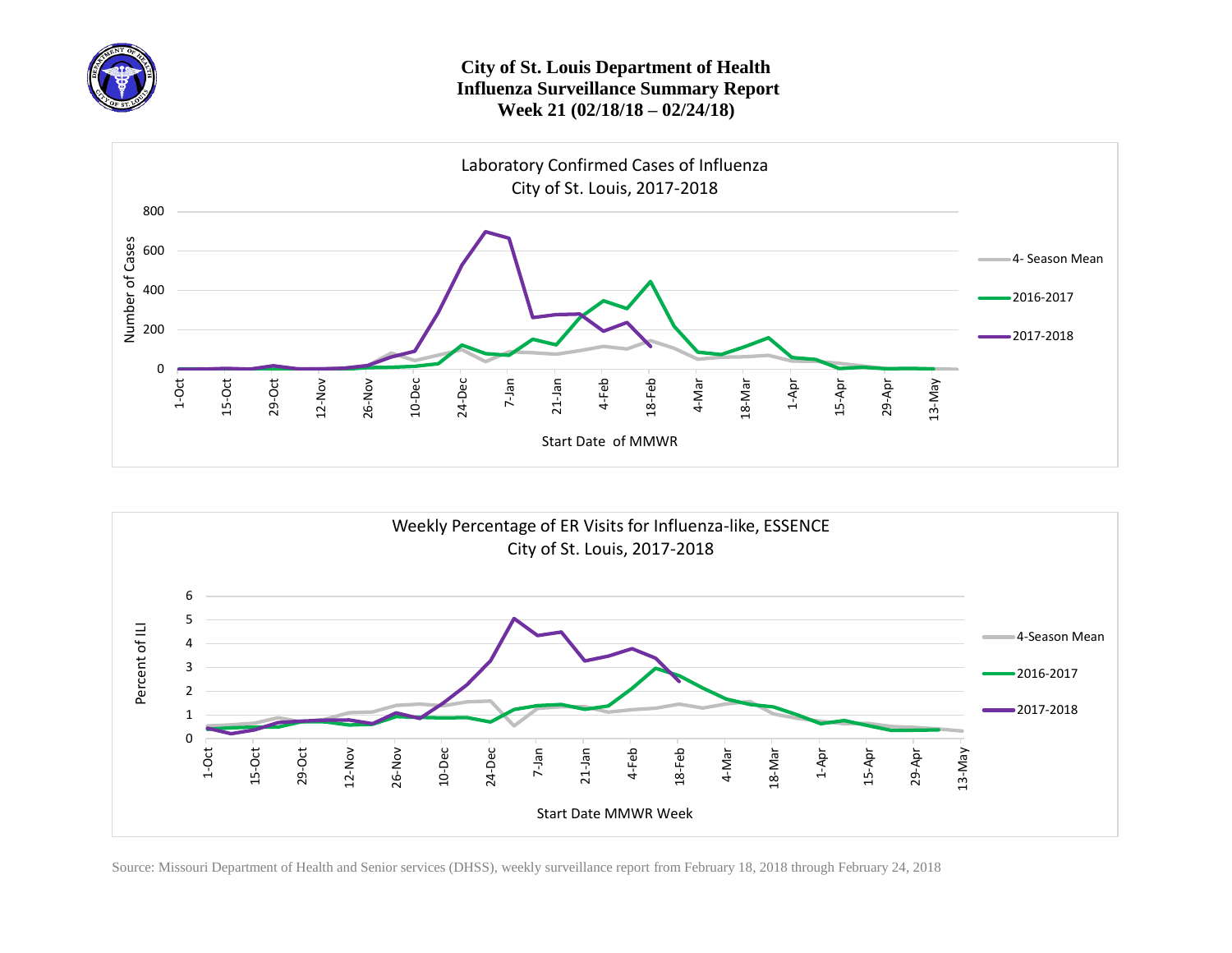# City of St. Louis Department of Health
## Influenza Surveillance Summary Report
## Week 21 (02/18/18 – 02/24/18)

Laboratory Confirmed Cases of Influenza
City of St. Louis, 2017-2018

Number of Cases

800
600
400
200
0

1-Oct
15-Oct
29-Oct
12-Nov
26-Nov
10-Dec
24-Dec
7-Jan
21-Jan
4-Feb
18-Feb
4-Mar
18-Mar
1-Apr
15-Apr
29-Apr
13-May

Start Date of MMWR

4- Season Mean
2016-2017
2017-2018

Weekly Percentage of ER Visits for Influenza-like, ESSENCE
City of St. Louis, 2017-2018

Percent of ILI

6
5
4
3
2
1
0

1-Oct
15-Oct
29-Oct
12-Nov
26-Nov
10-Dec
24-Dec
7-Jan
21-Jan
4-Feb
18-Feb
4-Mar
18-Mar
1-Apr
15-Apr
29-Apr
13-May

Start Date MMWR Week

4-Season Mean
2016-2017
2017-2018

Source: Missouri Department of Health and Senior services (DHSS), weekly surveillance report from February 18, 2018 through February 24, 2018